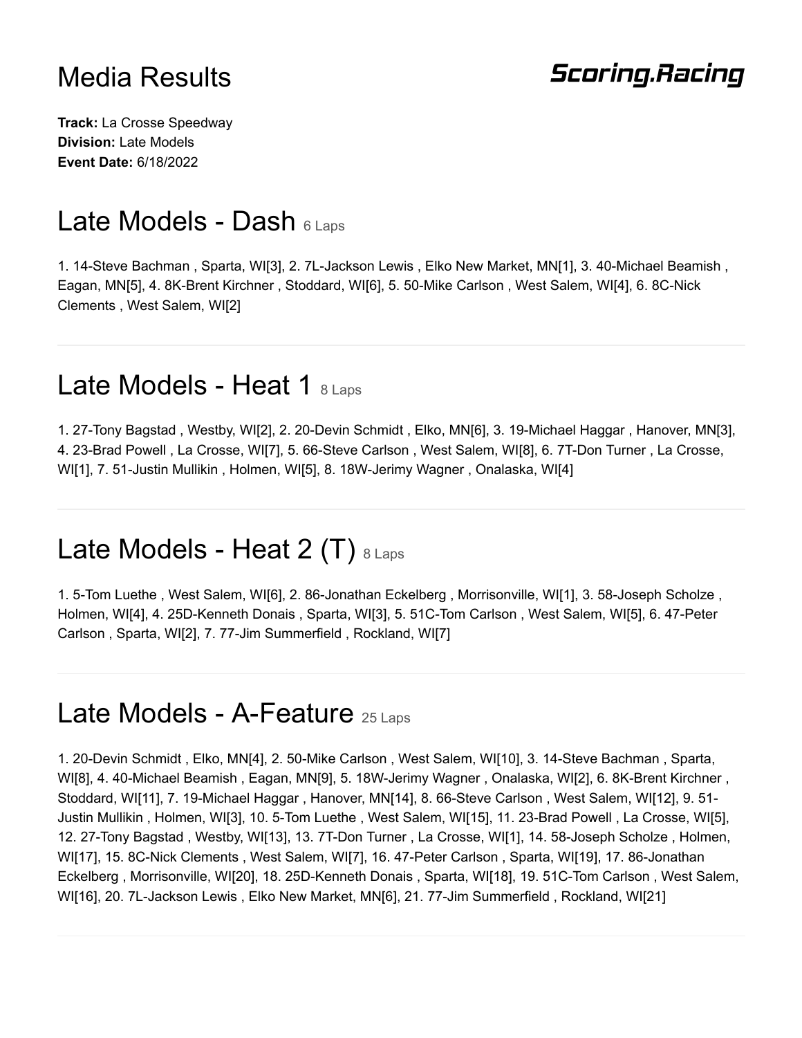# Media Results

**Scoring.Racing**

**Track:** La Crosse Speedway
**Division:** Late Models
**Event Date:** 6/18/2022

## Late Models - Dash 6 Laps

1. 14-Steve Bachman , Sparta, WI[3], 2. 7L-Jackson Lewis , Elko New Market, MN[1], 3. 40-Michael Beamish , Eagan, MN[5], 4. 8K-Brent Kirchner , Stoddard, WI[6], 5. 50-Mike Carlson , West Salem, WI[4], 6. 8C-Nick Clements , West Salem, WI[2]

---

## Late Models - Heat 1 8 Laps

1. 27-Tony Bagstad , Westby, WI[2], 2. 20-Devin Schmidt , Elko, MN[6], 3. 19-Michael Haggar , Hanover, MN[3], 4. 23-Brad Powell , La Crosse, WI[7], 5. 66-Steve Carlson , West Salem, WI[8], 6. 7T-Don Turner , La Crosse, WI[1], 7. 51-Justin Mullikin , Holmen, WI[5], 8. 18W-Jerimy Wagner , Onalaska, WI[4]

---

## Late Models - Heat 2 (T) 8 Laps

1. 5-Tom Luethe , West Salem, WI[6], 2. 86-Jonathan Eckelberg , Morrisonville, WI[1], 3. 58-Joseph Scholze , Holmen, WI[4], 4. 25D-Kenneth Donais , Sparta, WI[3], 5. 51C-Tom Carlson , West Salem, WI[5], 6. 47-Peter Carlson , Sparta, WI[2], 7. 77-Jim Summerfield , Rockland, WI[7]

---

## Late Models - A-Feature 25 Laps

1. 20-Devin Schmidt , Elko, MN[4], 2. 50-Mike Carlson , West Salem, WI[10], 3. 14-Steve Bachman , Sparta, WI[8], 4. 40-Michael Beamish , Eagan, MN[9], 5. 18W-Jerimy Wagner , Onalaska, WI[2], 6. 8K-Brent Kirchner , Stoddard, WI[11], 7. 19-Michael Haggar , Hanover, MN[14], 8. 66-Steve Carlson , West Salem, WI[12], 9. 51-Justin Mullikin , Holmen, WI[3], 10. 5-Tom Luethe , West Salem, WI[15], 11. 23-Brad Powell , La Crosse, WI[5], 12. 27-Tony Bagstad , Westby, WI[13], 13. 7T-Don Turner , La Crosse, WI[1], 14. 58-Joseph Scholze , Holmen, WI[17], 15. 8C-Nick Clements , West Salem, WI[7], 16. 47-Peter Carlson , Sparta, WI[19], 17. 86-Jonathan Eckelberg , Morrisonville, WI[20], 18. 25D-Kenneth Donais , Sparta, WI[18], 19. 51C-Tom Carlson , West Salem, WI[16], 20. 7L-Jackson Lewis , Elko New Market, MN[6], 21. 77-Jim Summerfield , Rockland, WI[21]

---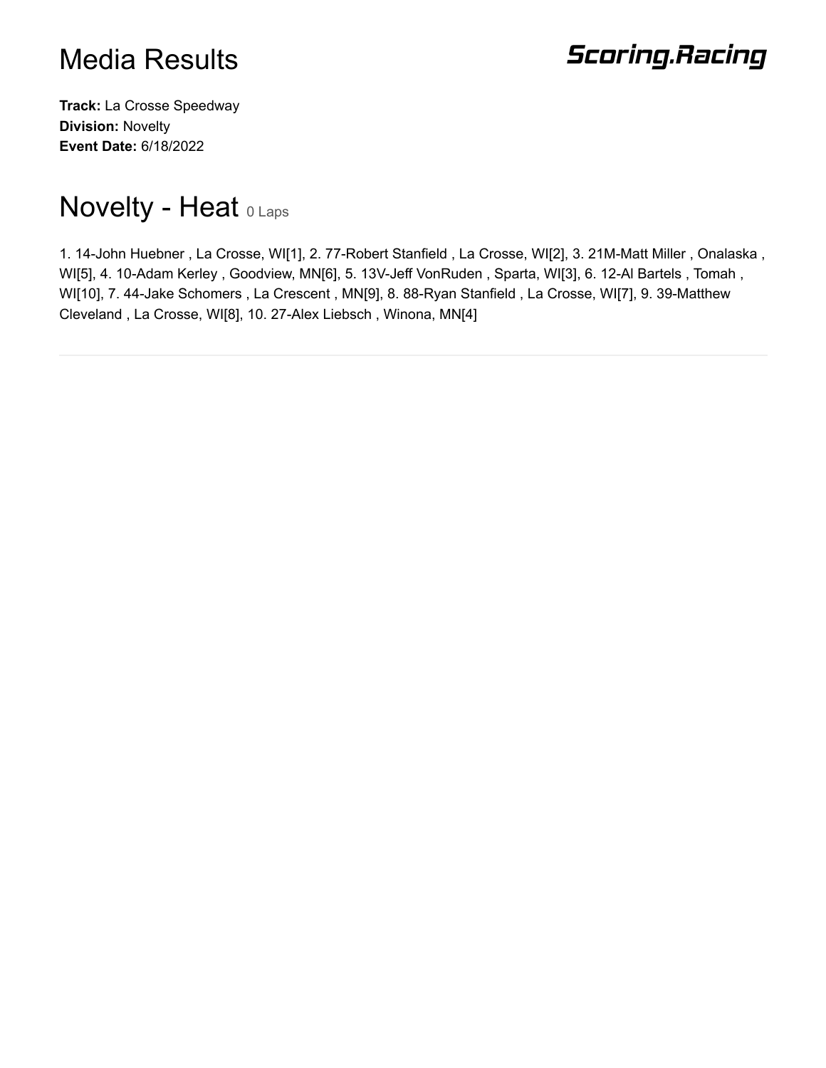# Media Results

**Scoring.Racing**

**Track:** La Crosse Speedway
**Division:** Novelty
**Event Date:** 6/18/2022

## Novelty - Heat 0 Laps

1. 14-John Huebner , La Crosse, WI[1], 2. 77-Robert Stanfield , La Crosse, WI[2], 3. 21M-Matt Miller , Onalaska , WI[5], 4. 10-Adam Kerley , Goodview, MN[6], 5. 13V-Jeff VonRuden , Sparta, WI[3], 6. 12-Al Bartels , Tomah , WI[10], 7. 44-Jake Schomers , La Crescent , MN[9], 8. 88-Ryan Stanfield , La Crosse, WI[7], 9. 39-Matthew Cleveland , La Crosse, WI[8], 10. 27-Alex Liebsch , Winona, MN[4]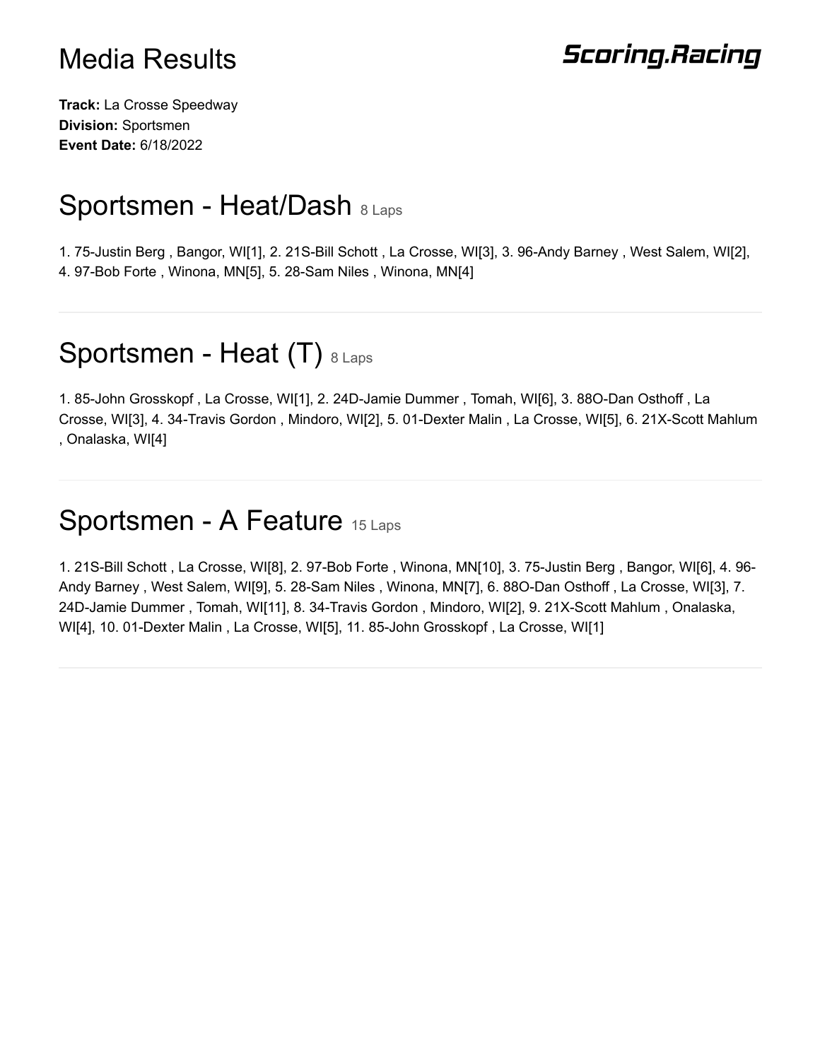# Media Results

**Scoring.Racing**

**Track:** La Crosse Speedway
**Division:** Sportsmen
**Event Date:** 6/18/2022

## Sportsmen - Heat/Dash 8 Laps

1. 75-Justin Berg , Bangor, WI[1], 2. 21S-Bill Schott , La Crosse, WI[3], 3. 96-Andy Barney , West Salem, WI[2], 4. 97-Bob Forte , Winona, MN[5], 5. 28-Sam Niles , Winona, MN[4]

---

## Sportsmen - Heat (T) 8 Laps

1. 85-John Grosskopf , La Crosse, WI[1], 2. 24D-Jamie Dummer , Tomah, WI[6], 3. 88O-Dan Osthoff , La Crosse, WI[3], 4. 34-Travis Gordon , Mindoro, WI[2], 5. 01-Dexter Malin , La Crosse, WI[5], 6. 21X-Scott Mahlum , Onalaska, WI[4]

---

## Sportsmen - A Feature 15 Laps

1. 21S-Bill Schott , La Crosse, WI[8], 2. 97-Bob Forte , Winona, MN[10], 3. 75-Justin Berg , Bangor, WI[6], 4. 96-Andy Barney , West Salem, WI[9], 5. 28-Sam Niles , Winona, MN[7], 6. 88O-Dan Osthoff , La Crosse, WI[3], 7. 24D-Jamie Dummer , Tomah, WI[11], 8. 34-Travis Gordon , Mindoro, WI[2], 9. 21X-Scott Mahlum , Onalaska, WI[4], 10. 01-Dexter Malin , La Crosse, WI[5], 11. 85-John Grosskopf , La Crosse, WI[1]

---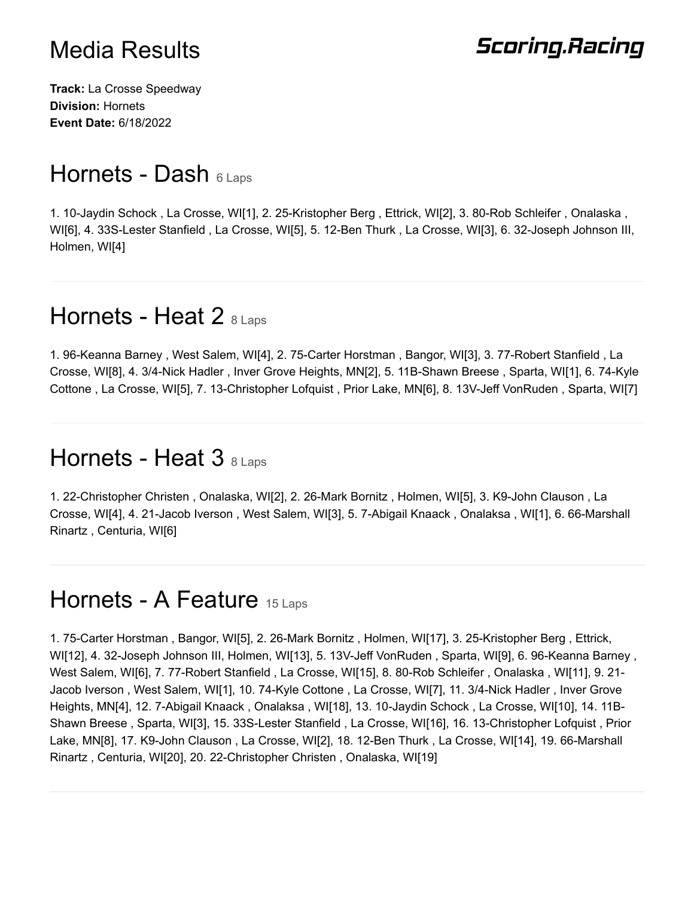# Media Results

**Scoring.Racing**

**Track:** La Crosse Speedway
**Division:** Hornets
**Event Date:** 6/18/2022

## Hornets - Dash 6 Laps

1. 10-Jaydin Schock , La Crosse, WI[1], 2. 25-Kristopher Berg , Ettrick, WI[2], 3. 80-Rob Schleifer , Onalaska , WI[6], 4. 33S-Lester Stanfield , La Crosse, WI[5], 5. 12-Ben Thurk , La Crosse, WI[3], 6. 32-Joseph Johnson III, Holmen, WI[4]

---

## Hornets - Heat 2 8 Laps

1. 96-Keanna Barney , West Salem, WI[4], 2. 75-Carter Horstman , Bangor, WI[3], 3. 77-Robert Stanfield , La Crosse, WI[8], 4. 3/4-Nick Hadler , Inver Grove Heights, MN[2], 5. 11B-Shawn Breese , Sparta, WI[1], 6. 74-Kyle Cottone , La Crosse, WI[5], 7. 13-Christopher Lofquist , Prior Lake, MN[6], 8. 13V-Jeff VonRuden , Sparta, WI[7]

---

## Hornets - Heat 3 8 Laps

1. 22-Christopher Christen , Onalaska, WI[2], 2. 26-Mark Bornitz , Holmen, WI[5], 3. K9-John Clauson , La Crosse, WI[4], 4. 21-Jacob Iverson , West Salem, WI[3], 5. 7-Abigail Knaack , Onalaksa , WI[1], 6. 66-Marshall Rinartz , Centuria, WI[6]

---

## Hornets - A Feature 15 Laps

1. 75-Carter Horstman , Bangor, WI[5], 2. 26-Mark Bornitz , Holmen, WI[17], 3. 25-Kristopher Berg , Ettrick, WI[12], 4. 32-Joseph Johnson III, Holmen, WI[13], 5. 13V-Jeff VonRuden , Sparta, WI[9], 6. 96-Keanna Barney , West Salem, WI[6], 7. 77-Robert Stanfield , La Crosse, WI[15], 8. 80-Rob Schleifer , Onalaska , WI[11], 9. 21-Jacob Iverson , West Salem, WI[1], 10. 74-Kyle Cottone , La Crosse, WI[7], 11. 3/4-Nick Hadler , Inver Grove Heights, MN[4], 12. 7-Abigail Knaack , Onalaksa , WI[18], 13. 10-Jaydin Schock , La Crosse, WI[10], 14. 11B-Shawn Breese , Sparta, WI[3], 15. 33S-Lester Stanfield , La Crosse, WI[16], 16. 13-Christopher Lofquist , Prior Lake, MN[8], 17. K9-John Clauson , La Crosse, WI[2], 18. 12-Ben Thurk , La Crosse, WI[14], 19. 66-Marshall Rinartz , Centuria, WI[20], 20. 22-Christopher Christen , Onalaska, WI[19]

---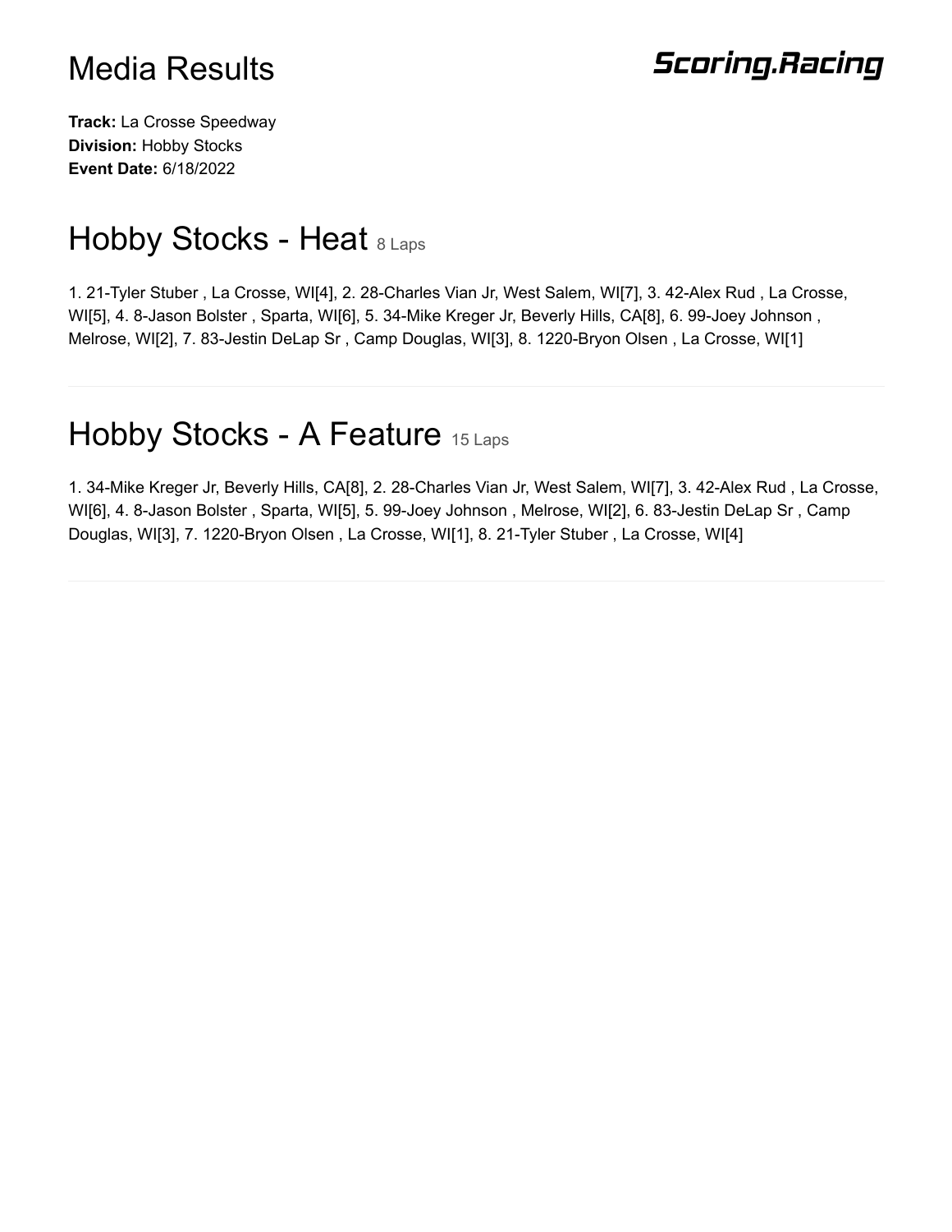# Media Results

Scoring.Racing

**Track:** La Crosse Speedway
**Division:** Hobby Stocks
**Event Date:** 6/18/2022

## Hobby Stocks - Heat 8 Laps

1. 21-Tyler Stuber , La Crosse, WI[4], 2. 28-Charles Vian Jr, West Salem, WI[7], 3. 42-Alex Rud , La Crosse, WI[5], 4. 8-Jason Bolster , Sparta, WI[6], 5. 34-Mike Kreger Jr, Beverly Hills, CA[8], 6. 99-Joey Johnson , Melrose, WI[2], 7. 83-Jestin DeLap Sr , Camp Douglas, WI[3], 8. 1220-Bryon Olsen , La Crosse, WI[1]

---

## Hobby Stocks - A Feature 15 Laps

1. 34-Mike Kreger Jr, Beverly Hills, CA[8], 2. 28-Charles Vian Jr, West Salem, WI[7], 3. 42-Alex Rud , La Crosse, WI[6], 4. 8-Jason Bolster , Sparta, WI[5], 5. 99-Joey Johnson , Melrose, WI[2], 6. 83-Jestin DeLap Sr , Camp Douglas, WI[3], 7. 1220-Bryon Olsen , La Crosse, WI[1], 8. 21-Tyler Stuber , La Crosse, WI[4]

---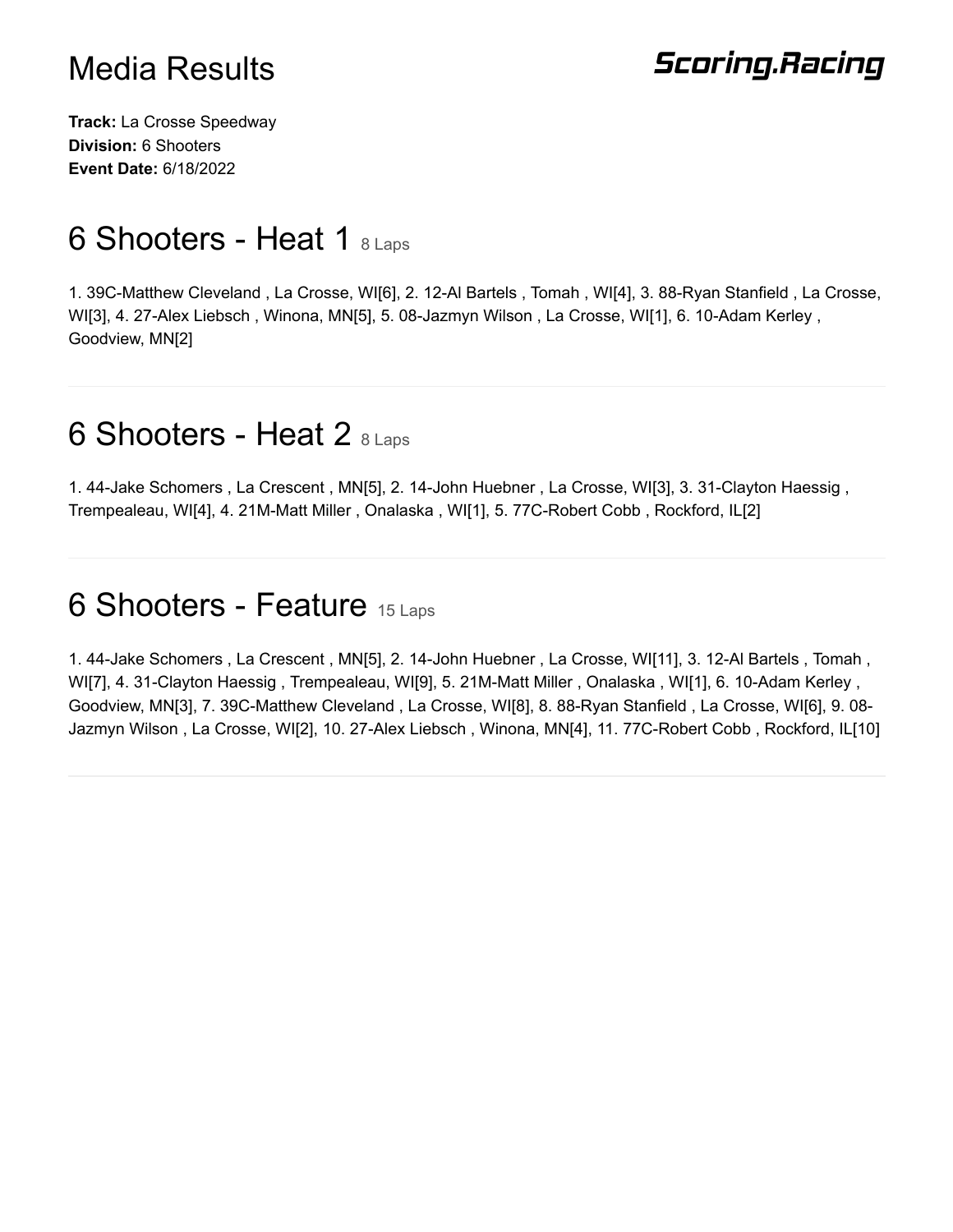# Media Results

**Scoring.Racing**

**Track:** La Crosse Speedway
**Division:** 6 Shooters
**Event Date:** 6/18/2022

## 6 Shooters - Heat 1 8 Laps

1. 39C-Matthew Cleveland , La Crosse, WI[6], 2. 12-Al Bartels , Tomah , WI[4], 3. 88-Ryan Stanfield , La Crosse, WI[3], 4. 27-Alex Liebsch , Winona, MN[5], 5. 08-Jazmyn Wilson , La Crosse, WI[1], 6. 10-Adam Kerley , Goodview, MN[2]

---

## 6 Shooters - Heat 2 8 Laps

1. 44-Jake Schomers , La Crescent , MN[5], 2. 14-John Huebner , La Crosse, WI[3], 3. 31-Clayton Haessig , Trempealeau, WI[4], 4. 21M-Matt Miller , Onalaska , WI[1], 5. 77C-Robert Cobb , Rockford, IL[2]

---

## 6 Shooters - Feature 15 Laps

1. 44-Jake Schomers , La Crescent , MN[5], 2. 14-John Huebner , La Crosse, WI[11], 3. 12-Al Bartels , Tomah , WI[7], 4. 31-Clayton Haessig , Trempealeau, WI[9], 5. 21M-Matt Miller , Onalaska , WI[1], 6. 10-Adam Kerley , Goodview, MN[3], 7. 39C-Matthew Cleveland , La Crosse, WI[8], 8. 88-Ryan Stanfield , La Crosse, WI[6], 9. 08-Jazmyn Wilson , La Crosse, WI[2], 10. 27-Alex Liebsch , Winona, MN[4], 11. 77C-Robert Cobb , Rockford, IL[10]

---